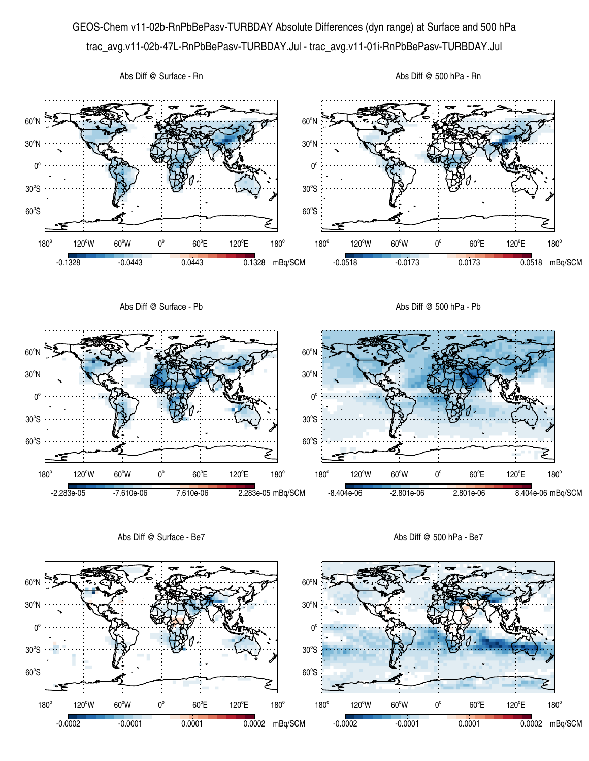# GEOS-Chem v11-02b-RnPbBePasv-TURBDAY Absolute Differences (dyn range) at Surface and 500 hPa

trac_avg.v11-02b-47L-RnPbBePasv-TURBDAY.Jul - trac_avg.v11-01i-RnPbBePasv-TURBDAY.Jul

Abs Diff @ Surface - Rn

-0.1328 | -0.0443 | 0.0443 | 0.1328 mBq/SCM

Abs Diff @ 500 hPa - Rn

-0.0518 | -0.0173 | 0.0173 | 0.0518 mBq/SCM

Abs Diff @ Surface - Pb

-2.283e-05 | -7.610e-06 | 7.610e-06 | 2.283e-05 mBq/SCM

Abs Diff @ 500 hPa - Pb

-8.404e-06 | -2.801e-06 | 2.801e-06 | 8.404e-06 mBq/SCM

Abs Diff @ Surface - Be7

-0.0002 | -0.0001 | 0.0001 | 0.0002 mBq/SCM

Abs Diff @ 500 hPa - Be7

-0.0002 | -0.0001 | 0.0001 | 0.0002 mBq/SCM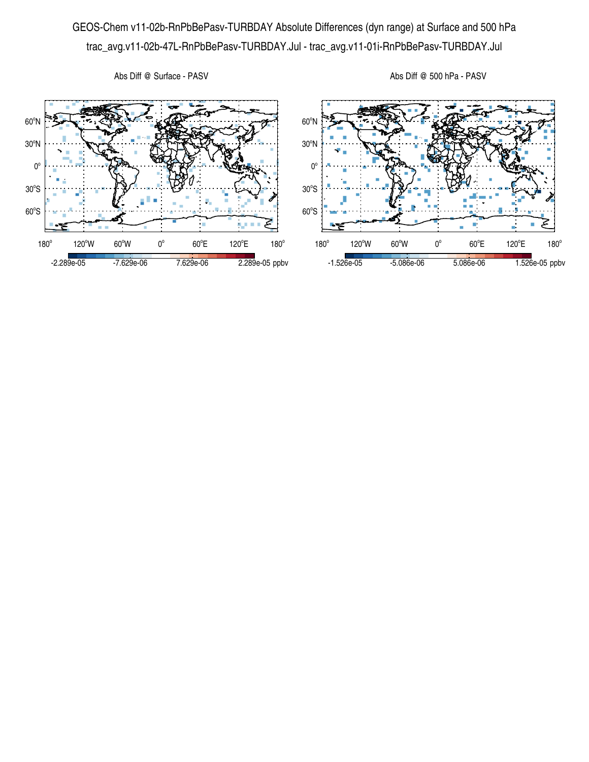GEOS-Chem v11-02b-RnPbBePasv-TURBDAY Absolute Differences (dyn range) at Surface and 500 hPa

trac_avg.v11-02b-47L-RnPbBePasv-TURBDAY.Jul - trac_avg.v11-01i-RnPbBePasv-TURBDAY.Jul

Abs Diff @ Surface - PASV

60°N
30°N
0°
30°S
60°S

180° 120°W 60°W 0° 60°E 120°E 180°

-2.289e-05 -7.629e-06 7.629e-06 2.289e-05 ppbv

Abs Diff @ 500 hPa - PASV

60°N
30°N
0°
30°S
60°S

180° 120°W 60°W 0° 60°E 120°E 180°

-1.526e-05 -5.086e-06 5.086e-06 1.526e-05 ppbv